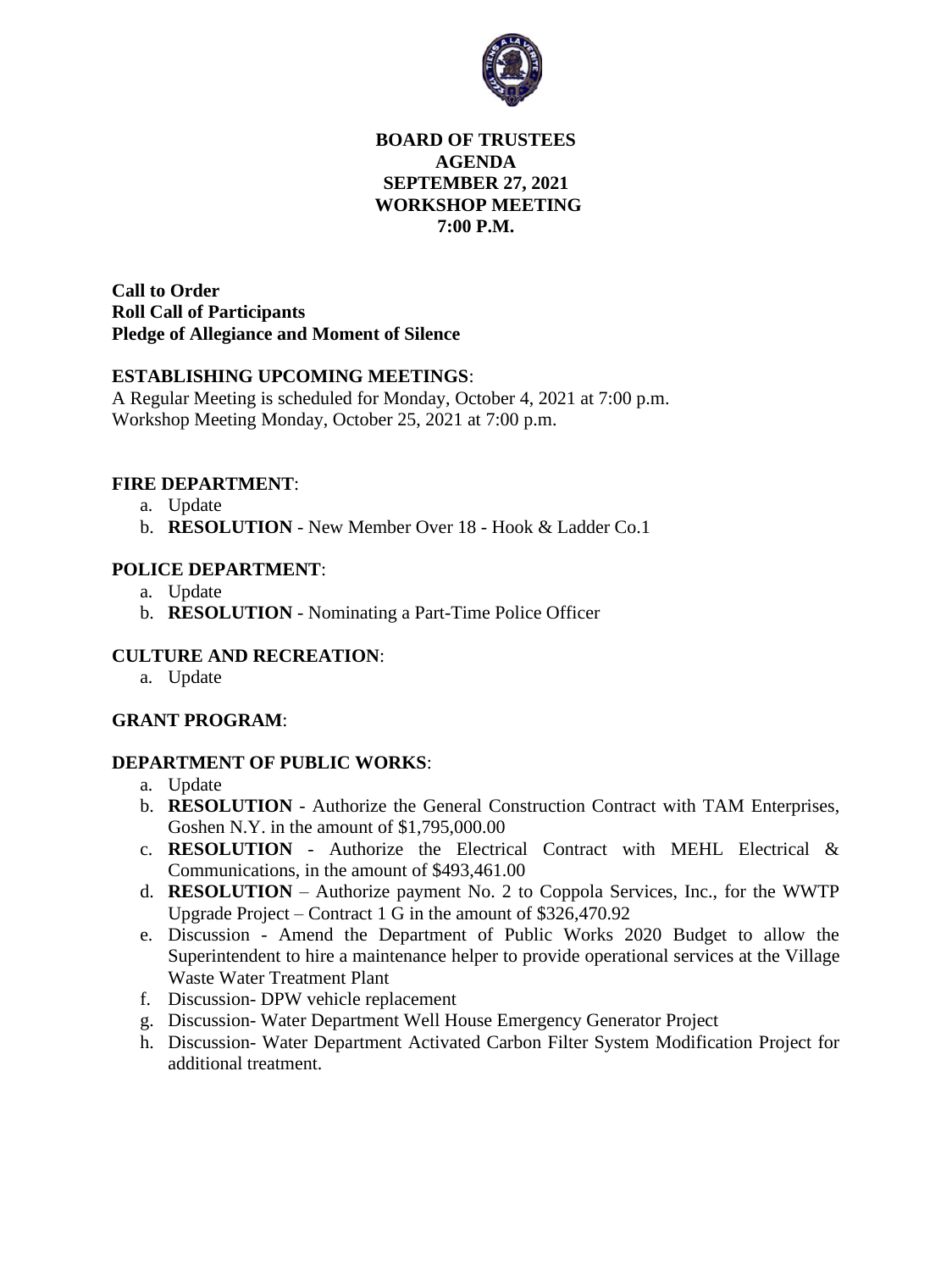# BOARD OF TRUSTEES
# AGENDA
# SEPTEMBER 27, 2021
# WORKSHOP MEETING
# 7:00 P.M.

**Call to Order**
**Roll Call of Participants**
**Pledge of Allegiance and Moment of Silence**

**ESTABLISHING UPCOMING MEETINGS**:
A Regular Meeting is scheduled for Monday, October 4, 2021 at 7:00 p.m.
Workshop Meeting Monday, October 25, 2021 at 7:00 p.m.

**FIRE DEPARTMENT**:

a. Update
b. **RESOLUTION** - New Member Over 18 - Hook & Ladder Co.1

**POLICE DEPARTMENT**:

a. Update
b. **RESOLUTION** - Nominating a Part-Time Police Officer

**CULTURE AND RECREATION**:

a. Update

**GRANT PROGRAM**:

**DEPARTMENT OF PUBLIC WORKS**:

a. Update
b. **RESOLUTION** - Authorize the General Construction Contract with TAM Enterprises, Goshen N.Y. in the amount of $1,795,000.00
c. **RESOLUTION** - Authorize the Electrical Contract with MEHL Electrical & Communications, in the amount of $493,461.00
d. **RESOLUTION** – Authorize payment No. 2 to Coppola Services, Inc., for the WWTP Upgrade Project – Contract 1 G in the amount of $326,470.92
e. Discussion - Amend the Department of Public Works 2020 Budget to allow the Superintendent to hire a maintenance helper to provide operational services at the Village Waste Water Treatment Plant
f. Discussion- DPW vehicle replacement
g. Discussion- Water Department Well House Emergency Generator Project
h. Discussion- Water Department Activated Carbon Filter System Modification Project for additional treatment.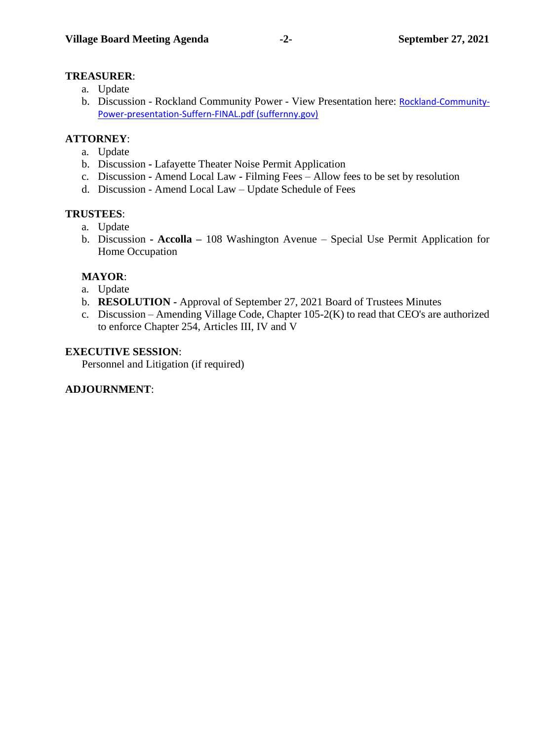**TREASURER**:

a. Update
b. Discussion - Rockland Community Power - View Presentation here: Rockland-Community-Power-presentation-Suffern-FINAL.pdf (suffernny.gov)

**ATTORNEY**:

a. Update
b. Discussion - Lafayette Theater Noise Permit Application
c. Discussion - Amend Local Law - Filming Fees – Allow fees to be set by resolution
d. Discussion - Amend Local Law – Update Schedule of Fees

**TRUSTEES**:

a. Update
b. Discussion - **Accolla –** 108 Washington Avenue – Special Use Permit Application for Home Occupation

**MAYOR**:

a. Update
b. **RESOLUTION -** Approval of September 27, 2021 Board of Trustees Minutes
c. Discussion – Amending Village Code, Chapter 105-2(K) to read that CEO's are authorized to enforce Chapter 254, Articles III, IV and V

**EXECUTIVE SESSION**:

Personnel and Litigation (if required)

**ADJOURNMENT**: